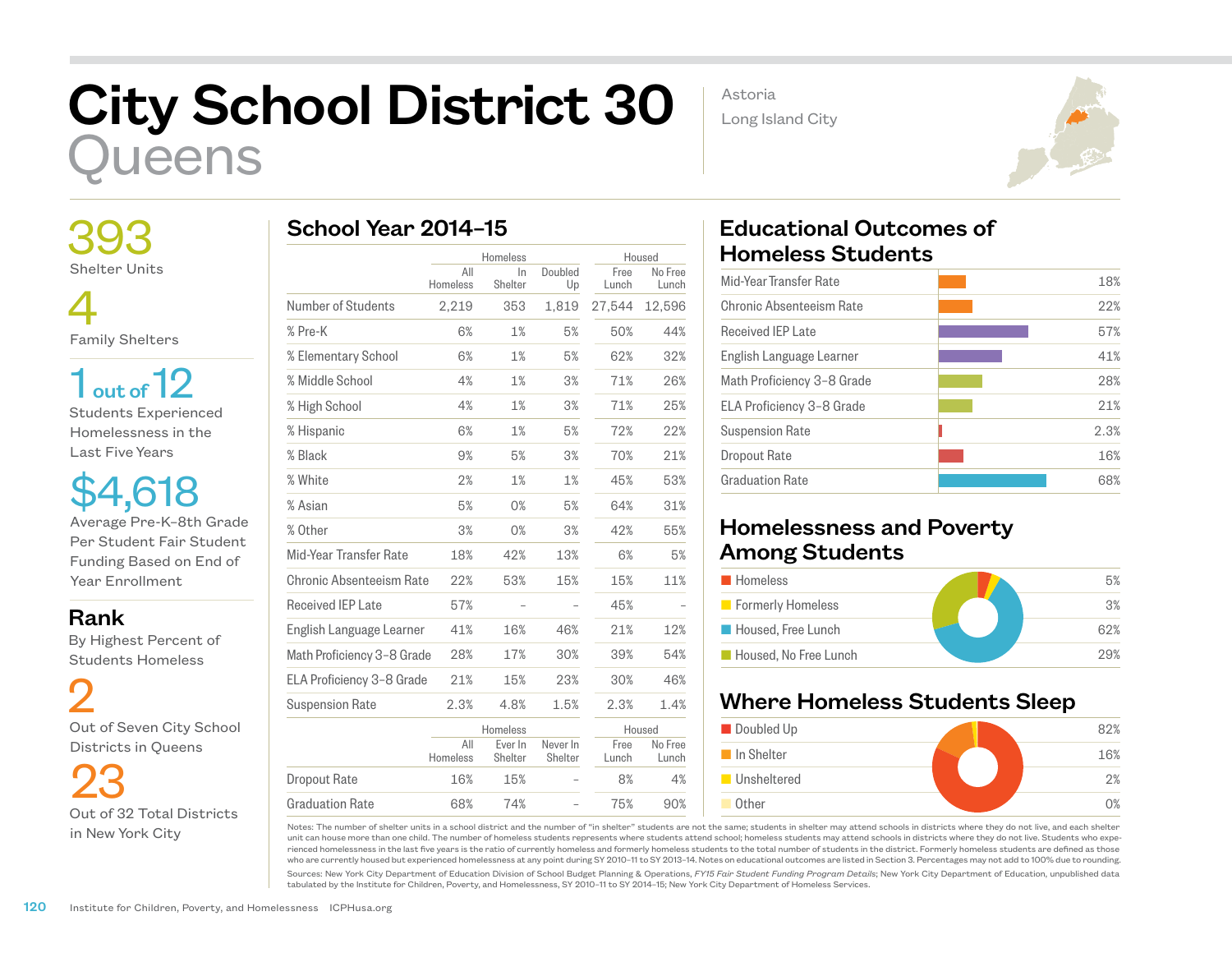# City School District 30
## Queens

Astoria
Long Island City

**393**
Shelter Units

**4**
Family Shelters

**1 out of 12**
Students Experienced Homelessness in the Last Five Years

**$4,618**
Average Pre-K–8th Grade Per Student Fair Student Funding Based on End of Year Enrollment

**Rank**
By Highest Percent of Students Homeless

**2**
Out of Seven City School Districts in Queens

**23**
Out of 32 Total Districts in New York City

## School Year 2014–15

| | Homeless | | | Housed | |
|---|---|---|---|---|---|
| | All Homeless | In Shelter | Doubled Up | Free Lunch | No Free Lunch |
| Number of Students | 2,219 | 353 | 1,819 | 27,544 | 12,596 |
| % Pre-K | 6% | 1% | 5% | 50% | 44% |
| % Elementary School | 6% | 1% | 5% | 62% | 32% |
| % Middle School | 4% | 1% | 3% | 71% | 26% |
| % High School | 4% | 1% | 3% | 71% | 25% |
| % Hispanic | 6% | 1% | 5% | 72% | 22% |
| % Black | 9% | 5% | 3% | 70% | 21% |
| % White | 2% | 1% | 1% | 45% | 53% |
| % Asian | 5% | 0% | 5% | 64% | 31% |
| % Other | 3% | 0% | 3% | 42% | 55% |
| Mid-Year Transfer Rate | 18% | 42% | 13% | 6% | 5% |
| Chronic Absenteeism Rate | 22% | 53% | 15% | 15% | 11% |
| Received IEP Late | 57% | – | – | 45% | – |
| English Language Learner | 41% | 16% | 46% | 21% | 12% |
| Math Proficiency 3–8 Grade | 28% | 17% | 30% | 39% | 54% |
| ELA Proficiency 3–8 Grade | 21% | 15% | 23% | 30% | 46% |
| Suspension Rate | 2.3% | 4.8% | 1.5% | 2.3% | 1.4% |

| | Homeless | | | Housed | |
|---|---|---|---|---|---|
| | All Homeless | Ever In Shelter | Never In Shelter | Free Lunch | No Free Lunch |
| Dropout Rate | 16% | 15% | – | 8% | 4% |
| Graduation Rate | 68% | 74% | – | 75% | 90% |

## Educational Outcomes of Homeless Students

| Outcome | Rate |
|---|---|
| Mid-Year Transfer Rate | 18% |
| Chronic Absenteeism Rate | 22% |
| Received IEP Late | 57% |
| English Language Learner | 41% |
| Math Proficiency 3–8 Grade | 28% |
| ELA Proficiency 3–8 Grade | 21% |
| Suspension Rate | 2.3% |
| Dropout Rate | 16% |
| Graduation Rate | 68% |

## Homelessness and Poverty Among Students

| Category | Percent |
|---|---|
| Homeless | 5% |
| Formerly Homeless | 3% |
| Housed, Free Lunch | 62% |
| Housed, No Free Lunch | 29% |

## Where Homeless Students Sleep

| Category | Percent |
|---|---|
| Doubled Up | 82% |
| In Shelter | 16% |
| Unsheltered | 2% |
| Other | 0% |

Notes: The number of shelter units in a school district and the number of "in shelter" students are not the same; students in shelter may attend schools in districts where they do not live, and each shelter unit can house more than one child. The number of homeless students represents where students attend school; homeless students may attend schools in districts where they do not live. Students who experienced homelessness in the last five years is the ratio of currently homeless and formerly homeless students to the total number of students in the district. Formerly homeless students are defined as those who are currently housed but experienced homelessness at any point during SY 2010–11 to SY 2013–14. Notes on educational outcomes are listed in Section 3. Percentages may not add to 100% due to rounding.

Sources: New York City Department of Education Division of School Budget Planning & Operations, *FY15 Fair Student Funding Program Details*; New York City Department of Education, unpublished data tabulated by the Institute for Children, Poverty, and Homelessness, SY 2010–11 to SY 2014–15; New York City Department of Homeless Services.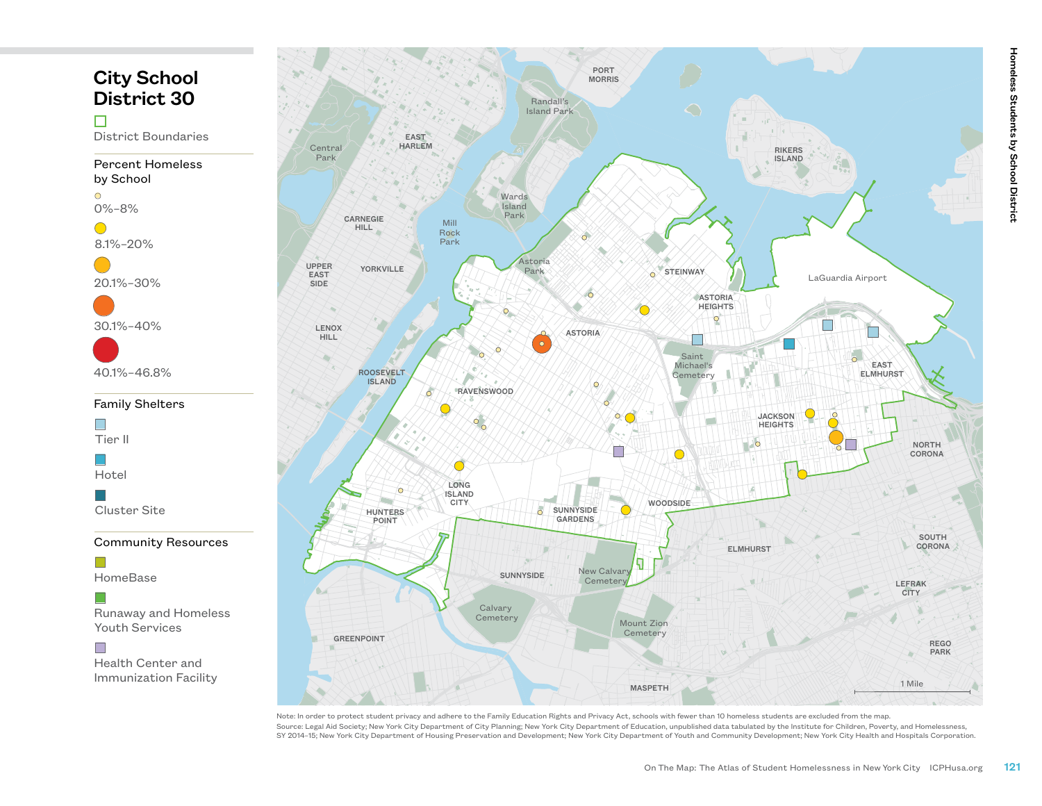# City School District 30

District Boundaries

Percent Homeless by School

0%–8%

8.1%–20%

20.1%–30%

30.1%–40%

40.1%–46.8%

Family Shelters

Tier II

Hotel

Cluster Site

Community Resources

HomeBase

Runaway and Homeless Youth Services

Health Center and Immunization Facility

PORT MORRIS

Randall's Island Park

EAST HARLEM

Central Park

RIKERS ISLAND

Wards Island Park

CARNEGIE HILL

Mill Rock Park

UPPER EAST SIDE

YORKVILLE

Astoria Park

STEINWAY

LaGuardia Airport

ASTORIA HEIGHTS

LENOX HILL

ASTORIA

Saint Michael's Cemetery

EAST ELMHURST

ROOSEVELT ISLAND

RAVENSWOOD

JACKSON HEIGHTS

NORTH CORONA

LONG ISLAND CITY

HUNTERS POINT

SUNNYSIDE GARDENS

WOODSIDE

ELMHURST

SOUTH CORONA

SUNNYSIDE

New Calvary Cemetery

LEFRAK CITY

Calvary Cemetery

GREENPOINT

Mount Zion Cemetery

REGO PARK

MASPETH

1 Mile

Note: In order to protect student privacy and adhere to the Family Education Rights and Privacy Act, schools with fewer than 10 homeless students are excluded from the map.

Source: Legal Aid Society; New York City Department of City Planning; New York City Department of Education, unpublished data tabulated by the Institute for Children, Poverty, and Homelessness, SY 2014–15; New York City Department of Housing Preservation and Development; New York City Department of Youth and Community Development; New York City Health and Hospitals Corporation.